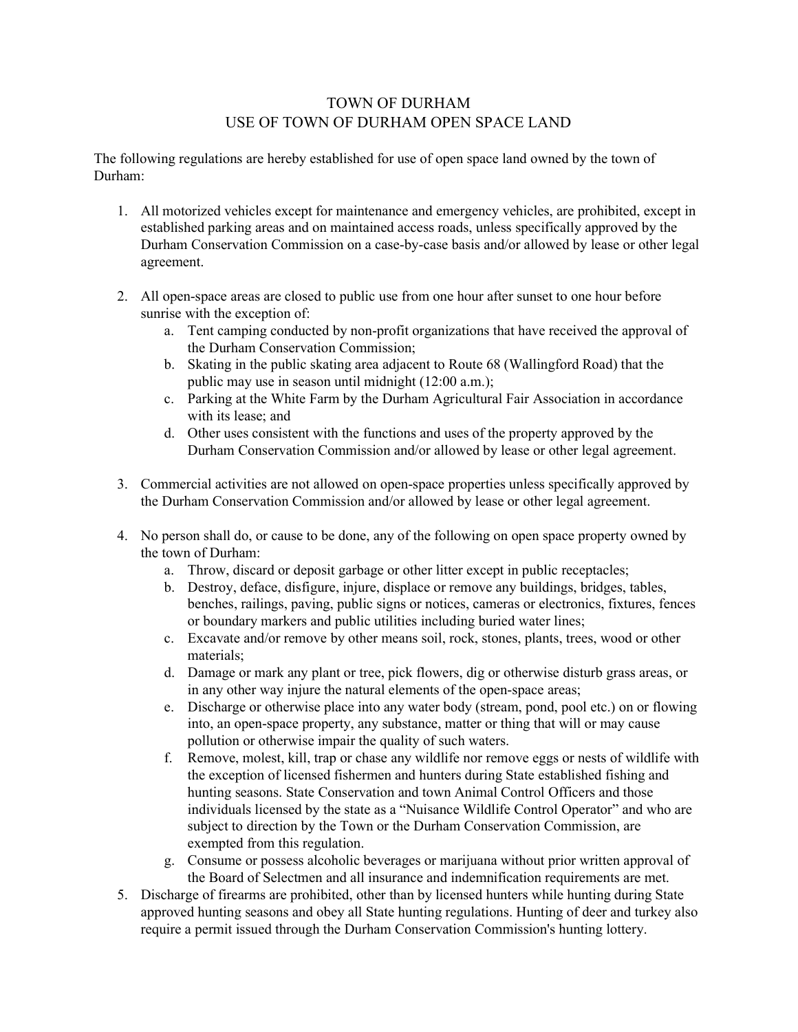# TOWN OF DURHAM
## USE OF TOWN OF DURHAM OPEN SPACE LAND

The following regulations are hereby established for use of open space land owned by the town of Durham:

1. All motorized vehicles except for maintenance and emergency vehicles, are prohibited, except in established parking areas and on maintained access roads, unless specifically approved by the Durham Conservation Commission on a case-by-case basis and/or allowed by lease or other legal agreement.

2. All open-space areas are closed to public use from one hour after sunset to one hour before sunrise with the exception of:
   a. Tent camping conducted by non-profit organizations that have received the approval of the Durham Conservation Commission;
   b. Skating in the public skating area adjacent to Route 68 (Wallingford Road) that the public may use in season until midnight (12:00 a.m.);
   c. Parking at the White Farm by the Durham Agricultural Fair Association in accordance with its lease; and
   d. Other uses consistent with the functions and uses of the property approved by the Durham Conservation Commission and/or allowed by lease or other legal agreement.

3. Commercial activities are not allowed on open-space properties unless specifically approved by the Durham Conservation Commission and/or allowed by lease or other legal agreement.

4. No person shall do, or cause to be done, any of the following on open space property owned by the town of Durham:
   a. Throw, discard or deposit garbage or other litter except in public receptacles;
   b. Destroy, deface, disfigure, injure, displace or remove any buildings, bridges, tables, benches, railings, paving, public signs or notices, cameras or electronics, fixtures, fences or boundary markers and public utilities including buried water lines;
   c. Excavate and/or remove by other means soil, rock, stones, plants, trees, wood or other materials;
   d. Damage or mark any plant or tree, pick flowers, dig or otherwise disturb grass areas, or in any other way injure the natural elements of the open-space areas;
   e. Discharge or otherwise place into any water body (stream, pond, pool etc.) on or flowing into, an open-space property, any substance, matter or thing that will or may cause pollution or otherwise impair the quality of such waters.
   f. Remove, molest, kill, trap or chase any wildlife nor remove eggs or nests of wildlife with the exception of licensed fishermen and hunters during State established fishing and hunting seasons. State Conservation and town Animal Control Officers and those individuals licensed by the state as a "Nuisance Wildlife Control Operator" and who are subject to direction by the Town or the Durham Conservation Commission, are exempted from this regulation.
   g. Consume or possess alcoholic beverages or marijuana without prior written approval of the Board of Selectmen and all insurance and indemnification requirements are met.

5. Discharge of firearms are prohibited, other than by licensed hunters while hunting during State approved hunting seasons and obey all State hunting regulations. Hunting of deer and turkey also require a permit issued through the Durham Conservation Commission's hunting lottery.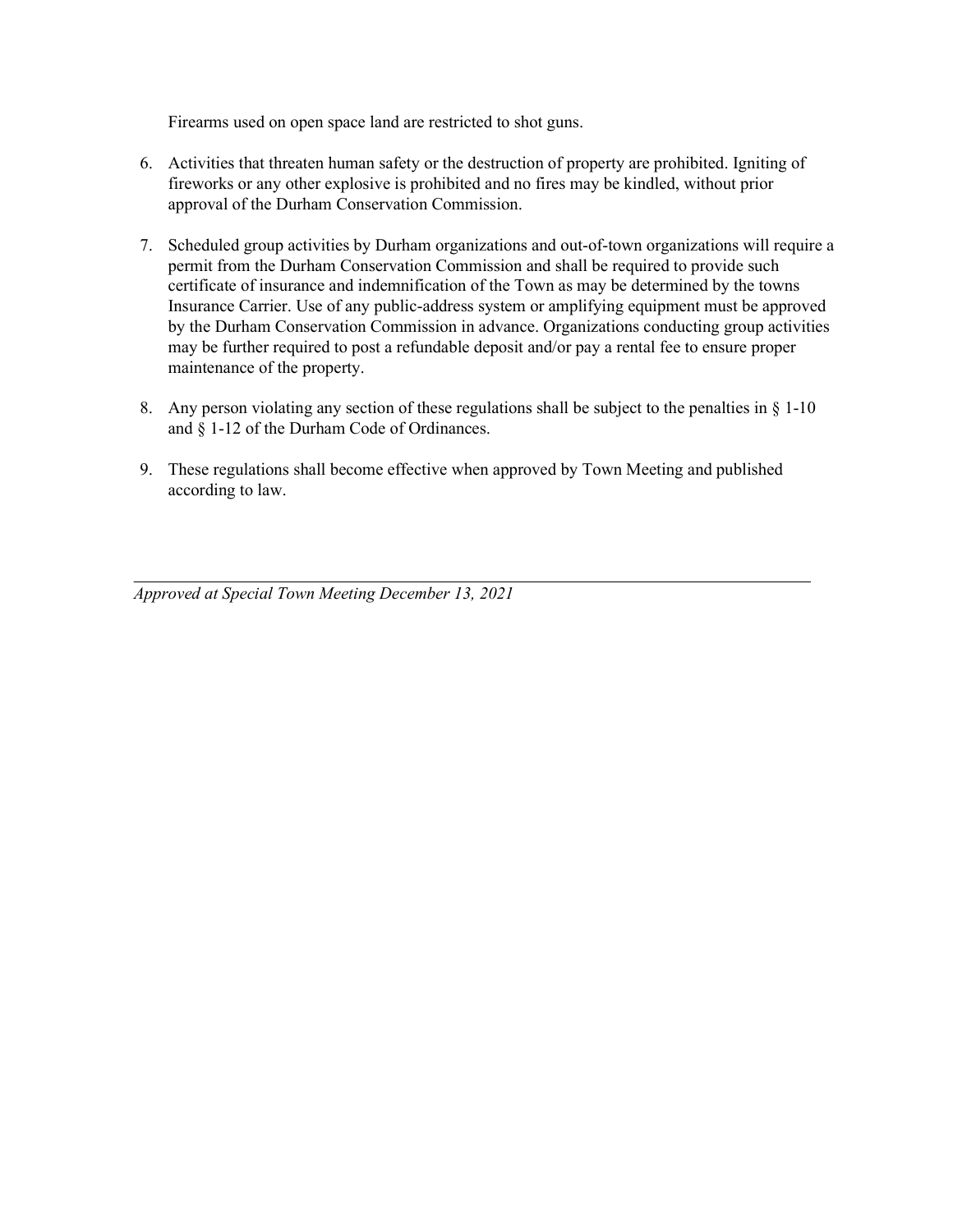Firearms used on open space land are restricted to shot guns.

6. Activities that threaten human safety or the destruction of property are prohibited. Igniting of fireworks or any other explosive is prohibited and no fires may be kindled, without prior approval of the Durham Conservation Commission.

7. Scheduled group activities by Durham organizations and out-of-town organizations will require a permit from the Durham Conservation Commission and shall be required to provide such certificate of insurance and indemnification of the Town as may be determined by the towns Insurance Carrier. Use of any public-address system or amplifying equipment must be approved by the Durham Conservation Commission in advance. Organizations conducting group activities may be further required to post a refundable deposit and/or pay a rental fee to ensure proper maintenance of the property.

8. Any person violating any section of these regulations shall be subject to the penalties in § 1-10 and § 1-12 of the Durham Code of Ordinances.

9. These regulations shall become effective when approved by Town Meeting and published according to law.

---

*Approved at Special Town Meeting December 13, 2021*